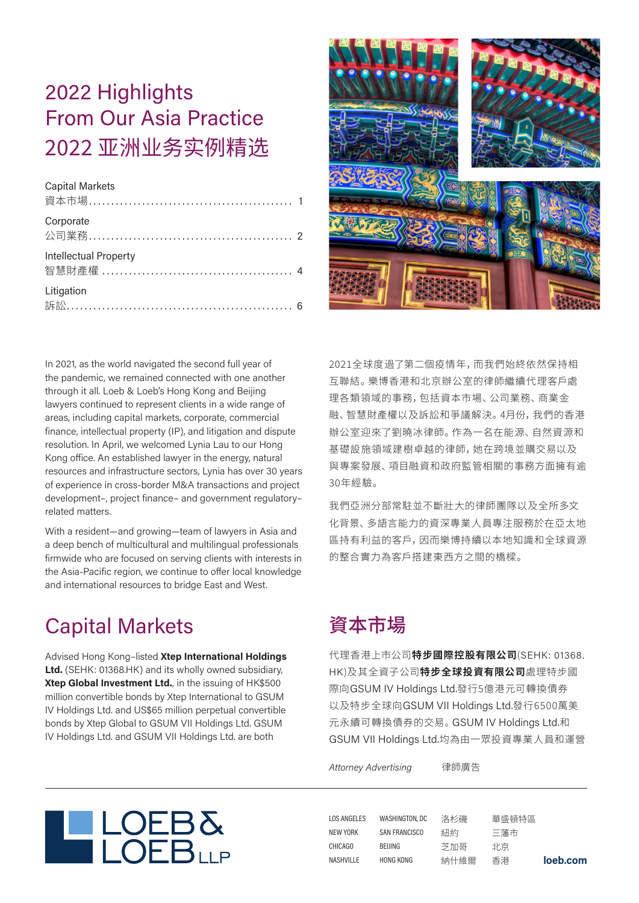# 2022 Highlights From Our Asia Practice
# 2022 亚洲业务实例精选

Capital Markets
資本市場 ............................................. 1

Corporate
公司業務 ............................................. 2

Intellectual Property
智慧財產權 ............................................ 4

Litigation
訴訟 .................................................. 6

In 2021, as the world navigated the second full year of the pandemic, we remained connected with one another through it all. Loeb & Loeb's Hong Kong and Beijing lawyers continued to represent clients in a wide range of areas, including capital markets, corporate, commercial finance, intellectual property (IP), and litigation and dispute resolution. In April, we welcomed Lynia Lau to our Hong Kong office. An established lawyer in the energy, natural resources and infrastructure sectors, Lynia has over 30 years of experience in cross-border M&A transactions and project development–, project finance– and government regulatory–related matters.

With a resident—and growing—team of lawyers in Asia and a deep bench of multicultural and multilingual professionals firmwide who are focused on serving clients with interests in the Asia-Pacific region, we continue to offer local knowledge and international resources to bridge East and West.

2021全球度過了第二個疫情年，而我們始終依然保持相互聯結。樂博香港和北京辦公室的律師繼續代理客戶處理各類領域的事務，包括資本市場、公司業務、商業金融、智慧財產權以及訴訟和爭議解決。4月份，我們的香港辦公室迎來了劉曉冰律師。作為一名在能源、自然資源和基礎設施領域建樹卓越的律師，她在跨境並購交易以及與專案發展、項目融資和政府監管相關的事務方面擁有逾30年經驗。

我們亞洲分部常駐並不斷壯大的律師團隊以及全所多文化背景、多語言能力的資深專業人員專注服務於在亞太地區持有利益的客戶，因而樂博持續以本地知識和全球資源的整合實力為客戶搭建東西方之間的橋樑。

## Capital Markets

Advised Hong Kong-listed **Xtep International Holdings Ltd.** (SEHK: 01368.HK) and its wholly owned subsidiary, **Xtep Global Investment Ltd.**, in the issuing of HK$500 million convertible bonds by Xtep International to GSUM IV Holdings Ltd. and US$65 million perpetual convertible bonds by Xtep Global to GSUM VII Holdings Ltd. GSUM IV Holdings Ltd. and GSUM VII Holdings Ltd. are both

## 資本市場

代理香港上市公司**特步國際控股有限公司**(SEHK: 01368.HK)及其全資子公司**特步全球投資有限公司**處理特步國際向GSUM IV Holdings Ltd.發行5億港元可轉換債券以及特步全球向GSUM VII Holdings Ltd.發行6500萬美元永續可轉換債券的交易。GSUM IV Holdings Ltd.和GSUM VII Holdings Ltd.均為由一眾投資專業人員和運營

*Attorney Advertising* 律師廣告

LOEB & LOEB LLP

LOS ANGELES | WASHINGTON, DC | 洛杉磯 | 華盛頓特區
NEW YORK | SAN FRANCISCO | 紐約 | 三藩市
CHICAGO | BEIJING | 芝加哥 | 北京
NASHVILLE | HONG KONG | 納什維爾 | 香港

**loeb.com**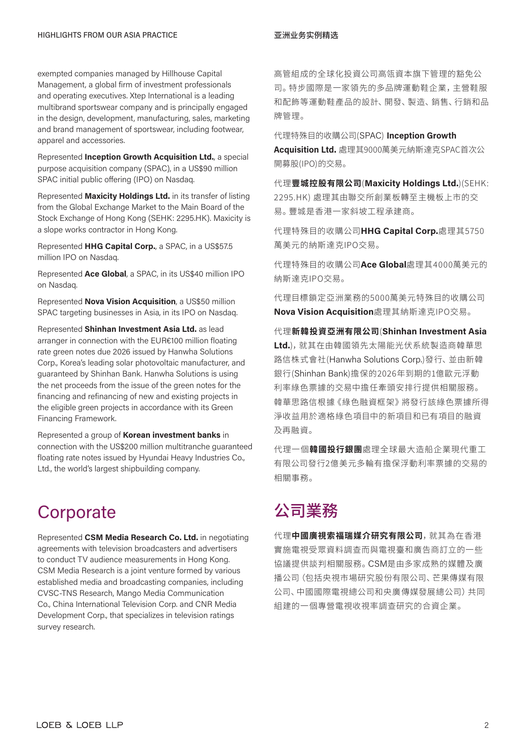exempted companies managed by Hillhouse Capital Management, a global firm of investment professionals and operating executives. Xtep International is a leading multibrand sportswear company and is principally engaged in the design, development, manufacturing, sales, marketing and brand management of sportswear, including footwear, apparel and accessories.

Represented **Inception Growth Acquisition Ltd.**, a special purpose acquisition company (SPAC), in a US$90 million SPAC initial public offering (IPO) on Nasdaq.

Represented **Maxicity Holdings Ltd.** in its transfer of listing from the Global Exchange Market to the Main Board of the Stock Exchange of Hong Kong (SEHK: 2295.HK). Maxicity is a slope works contractor in Hong Kong.

Represented **HHG Capital Corp.**, a SPAC, in a US$57.5 million IPO on Nasdaq.

Represented **Ace Global**, a SPAC, in its US$40 million IPO on Nasdaq.

Represented **Nova Vision Acquisition**, a US$50 million SPAC targeting businesses in Asia, in its IPO on Nasdaq.

Represented **Shinhan Investment Asia Ltd.** as lead arranger in connection with the EUR€100 million floating rate green notes due 2026 issued by Hanwha Solutions Corp., Korea's leading solar photovoltaic manufacturer, and guaranteed by Shinhan Bank. Hanwha Solutions is using the net proceeds from the issue of the green notes for the financing and refinancing of new and existing projects in the eligible green projects in accordance with its Green Financing Framework.

Represented a group of **Korean investment banks** in connection with the US$200 million multitranche guaranteed floating rate notes issued by Hyundai Heavy Industries Co., Ltd., the world's largest shipbuilding company.

## Corporate

Represented **CSM Media Research Co. Ltd.** in negotiating agreements with television broadcasters and advertisers to conduct TV audience measurements in Hong Kong. CSM Media Research is a joint venture formed by various established media and broadcasting companies, including CVSC-TNS Research, Mango Media Communication Co., China International Television Corp. and CNR Media Development Corp., that specializes in television ratings survey research.

高管組成的全球化投資公司高瓴資本旗下管理的豁免公司。特步國際是一家領先的多品牌運動鞋企業，主營鞋服和配飾等運動鞋產品的設計、開發、製造、銷售、行銷和品牌管理。

代理特殊目的收購公司(SPAC) **Inception Growth Acquisition Ltd.** 處理其9000萬美元納斯達克SPAC首次公開募股(IPO)的交易。

代理**豐城控股有限公司**(**Maxicity Holdings Ltd.**)(SEHK: 2295.HK) 處理其由聯交所創業板轉至主機板上市的交易。豐城是香港一家斜坡工程承建商。

代理特殊目的收購公司**HHG Capital Corp.**處理其5750萬美元的納斯達克IPO交易。

代理特殊目的收購公司**Ace Global**處理其4000萬美元的納斯達克IPO交易。

代理目標鎖定亞洲業務的5000萬美元特殊目的收購公司**Nova Vision Acquisition**處理其納斯達克IPO交易。

代理**新韓投資亞洲有限公司**(**Shinhan Investment Asia Ltd.**)，就其在由韓國領先太陽能光伏系統製造商韓華思路信株式會社(Hanwha Solutions Corp.)發行、並由新韓銀行(Shinhan Bank)擔保的2026年到期的1億歐元浮動利率綠色票據的交易中擔任牽頭安排行提供相關服務。韓華思路信根據《綠色融資框架》將發行該綠色票據所得淨收益用於適格綠色項目中的新項目和已有項目的融資及再融資。

代理一個**韓國投行銀團**處理全球最大造船企業現代重工有限公司發行2億美元多輪有擔保浮動利率票據的交易的相關事務。

## 公司業務

代理**中國廣視索福瑞媒介研究有限公司**，就其為在香港實施電視受眾資料調查而與電視臺和廣告商訂立的一些協議提供談判相關服務。CSM是由多家成熟的媒體及廣播公司（包括央視市場研究股份有限公司、芒果傳媒有限公司、中國國際電視總公司和央廣傳媒發展總公司）共同組建的一個專營電視收視率調查研究的合資企業。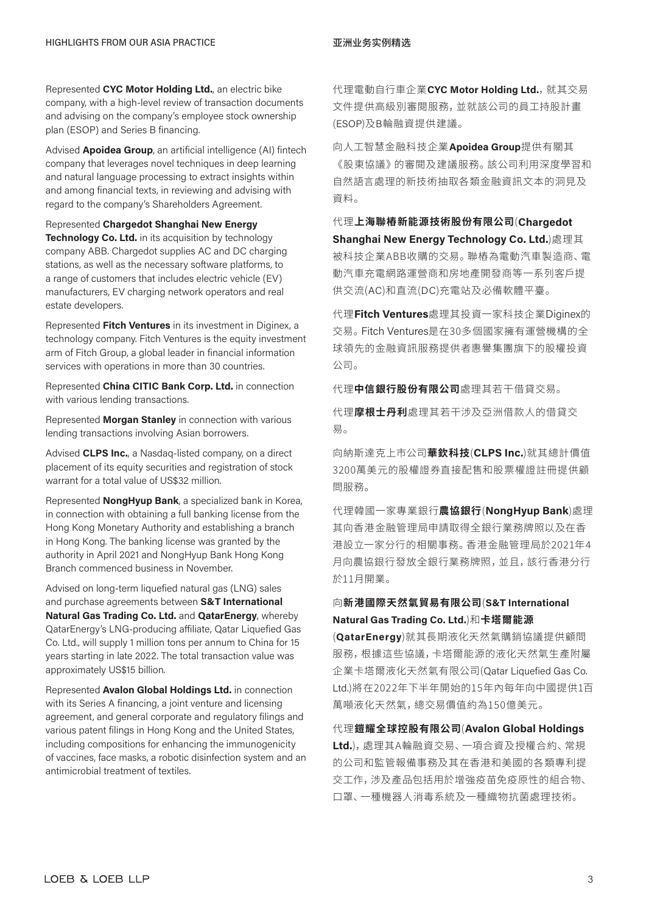Represented **CYC Motor Holding Ltd.**, an electric bike company, with a high-level review of transaction documents and advising on the company's employee stock ownership plan (ESOP) and Series B financing.

Advised **Apoidea Group**, an artificial intelligence (AI) fintech company that leverages novel techniques in deep learning and natural language processing to extract insights within and among financial texts, in reviewing and advising with regard to the company's Shareholders Agreement.

Represented **Chargedot Shanghai New Energy Technology Co. Ltd.** in its acquisition by technology company ABB. Chargedot supplies AC and DC charging stations, as well as the necessary software platforms, to a range of customers that includes electric vehicle (EV) manufacturers, EV charging network operators and real estate developers.

Represented **Fitch Ventures** in its investment in Diginex, a technology company. Fitch Ventures is the equity investment arm of Fitch Group, a global leader in financial information services with operations in more than 30 countries.

Represented **China CITIC Bank Corp. Ltd.** in connection with various lending transactions.

Represented **Morgan Stanley** in connection with various lending transactions involving Asian borrowers.

Advised **CLPS Inc.**, a Nasdaq-listed company, on a direct placement of its equity securities and registration of stock warrant for a total value of US$32 million.

Represented **NongHyup Bank**, a specialized bank in Korea, in connection with obtaining a full banking license from the Hong Kong Monetary Authority and establishing a branch in Hong Kong. The banking license was granted by the authority in April 2021 and NongHyup Bank Hong Kong Branch commenced business in November.

Advised on long-term liquefied natural gas (LNG) sales and purchase agreements between **S&T International Natural Gas Trading Co. Ltd.** and **QatarEnergy**, whereby QatarEnergy's LNG-producing affiliate, Qatar Liquefied Gas Co. Ltd., will supply 1 million tons per annum to China for 15 years starting in late 2022. The total transaction value was approximately US$15 billion.

Represented **Avalon Global Holdings Ltd.** in connection with its Series A financing, a joint venture and licensing agreement, and general corporate and regulatory filings and various patent filings in Hong Kong and the United States, including compositions for enhancing the immunogenicity of vaccines, face masks, a robotic disinfection system and an antimicrobial treatment of textiles.

代理電動自行車企業**CYC Motor Holding Ltd.**，就其交易文件提供高級別審閱服務，並就該公司的員工持股計畫(ESOP)及B輪融資提供建議。

向人工智慧金融科技企業**Apoidea Group**提供有關其《股東協議》的審閱及建議服務。該公司利用深度學習和自然語言處理的新技術抽取各類金融資訊文本的洞見及資料。

代理**上海聯樁新能源技術股份有限公司**(**Chargedot Shanghai New Energy Technology Co. Ltd.**)處理其被科技企業ABB收購的交易。聯樁為電動汽車製造商、電動汽車充電網路運營商和房地產開發商等一系列客戶提供交流(AC)和直流(DC)充電站及必備軟體平臺。

代理**Fitch Ventures**處理其投資一家科技企業Diginex的交易。Fitch Ventures是在30多個國家擁有運營機構的全球領先的金融資訊服務提供者惠譽集團旗下的股權投資公司。

代理**中信銀行股份有限公司**處理其若干借貸交易。

代理**摩根士丹利**處理其若干涉及亞洲借款人的借貸交易。

向納斯達克上市公司**華鈊科技**(**CLPS Inc.**)就其總計價值3200萬美元的股權證券直接配售和股票權證註冊提供顧問服務。

代理韓國一家專業銀行**農協銀行**(**NongHyup Bank**)處理其向香港金融管理局申請取得全銀行業務牌照以及在香港設立一家分行的相關事務。香港金融管理局於2021年4月向農協銀行發放全銀行業務牌照，並且，該行香港分行於11月開業。

向**新港國際天然氣貿易有限公司**(**S&T International Natural Gas Trading Co. Ltd.**)和**卡塔爾能源**(**QatarEnergy**)就其長期液化天然氣購銷協議提供顧問服務，根據這些協議，卡塔爾能源的液化天然氣生產附屬企業卡塔爾液化天然氣有限公司(Qatar Liquefied Gas Co. Ltd.)將在2022年下半年開始的15年內每年向中國提供1百萬噸液化天然氣，總交易價值約為150億美元。

代理**鎧耀全球控股有限公司**(**Avalon Global Holdings Ltd.**)，處理其A輪融資交易、一項合資及授權合約、常規的公司和監管報備事務及其在香港和美國的各類專利提交工作，涉及產品包括用於增強疫苗免疫原性的組合物、口罩、一種機器人消毒系統及一種織物抗菌處理技術。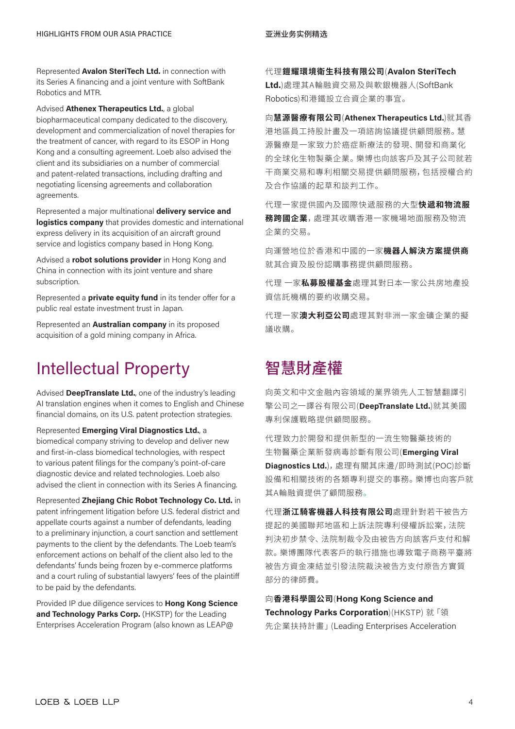Represented **Avalon SteriTech Ltd.** in connection with its Series A financing and a joint venture with SoftBank Robotics and MTR.

Advised **Athenex Therapeutics Ltd.**, a global biopharmaceutical company dedicated to the discovery, development and commercialization of novel therapies for the treatment of cancer, with regard to its ESOP in Hong Kong and a consulting agreement. Loeb also advised the client and its subsidiaries on a number of commercial and patent-related transactions, including drafting and negotiating licensing agreements and collaboration agreements.

Represented a major multinational **delivery service and logistics company** that provides domestic and international express delivery in its acquisition of an aircraft ground service and logistics company based in Hong Kong.

Advised a **robot solutions provider** in Hong Kong and China in connection with its joint venture and share subscription.

Represented a **private equity fund** in its tender offer for a public real estate investment trust in Japan.

Represented an **Australian company** in its proposed acquisition of a gold mining company in Africa.

# Intellectual Property

Advised **DeepTranslate Ltd.**, one of the industry's leading AI translation engines when it comes to English and Chinese financial domains, on its U.S. patent protection strategies.

Represented **Emerging Viral Diagnostics Ltd.**, a biomedical company striving to develop and deliver new and first-in-class biomedical technologies, with respect to various patent filings for the company's point-of-care diagnostic device and related technologies. Loeb also advised the client in connection with its Series A financing.

Represented **Zhejiang Chic Robot Technology Co. Ltd.** in patent infringement litigation before U.S. federal district and appellate courts against a number of defendants, leading to a preliminary injunction, a court sanction and settlement payments to the client by the defendants. The Loeb team's enforcement actions on behalf of the client also led to the defendants' funds being frozen by e-commerce platforms and a court ruling of substantial lawyers' fees of the plaintiff to be paid by the defendants.

Provided IP due diligence services to **Hong Kong Science and Technology Parks Corp.** (HKSTP) for the Leading Enterprises Acceleration Program (also known as LEAP@

代理**鍍耀環境衛生科技有限公司**(**Avalon SteriTech Ltd.**)處理其A輪融資交易及與軟銀機器人(SoftBank Robotics)和港鐵設立合資企業的事宜。

向**慧源醫療有限公司**(**Athenex Therapeutics Ltd.**)就其香港地區員工持股計畫及一項諮詢協議提供顧問服務。慧源醫療是一家致力於癌症新療法的發現、開發和商業化的全球化生物製藥企業。樂博也向該客戶及其子公司就若干商業交易和專利相關交易提供顧問服務，包括授權合約及合作協議的起草和談判工作。

代理一家提供國內及國際快遞服務的大型**快遞和物流服務跨國企業**，處理其收購香港一家機場地面服務及物流企業的交易。

向運營地位於香港和中國的一家**機器人解決方案提供商**就其合資及股份認購事務提供顧問服務。

代理 一家**私募股權基金**處理其對日本一家公共房地產投資信託機構的要約收購交易。

代理一家**澳大利亞公司**處理其對非洲一家金礦企業的擬議收購。

# 智慧財產權

向英文和中文金融內容領域的業界領先人工智慧翻譯引擎公司之一譯谷有限公司(**DeepTranslate Ltd.**)就其美國專利保護戰略提供顧問服務。

代理致力於開發和提供新型的一流生物醫藥技術的生物醫藥企業新發病毒診斷有限公司(**Emerging Viral Diagnostics Ltd.**)，處理有關其床邊/即時測試(POC)診斷設備和相關技術的各類專利提交的事務。樂博也向客戶就其A輪融資提供了顧問服務。

代理**浙江騎客機器人科技有限公司**處理針對若干被告方提起的美國聯邦地區和上訴法院專利侵權訴訟案，法院判決初步禁令、法院制裁令及由被告方向該客戶支付和解款。樂博團隊代表客戶的執行措施也導致電子商務平臺將被告方資金凍結並引發法院裁決被告方支付原告方實質部分的律師費。

向**香港科學園公司**(**Hong Kong Science and Technology Parks Corporation**)(HKSTP) 就「領先企業扶持計畫」(Leading Enterprises Acceleration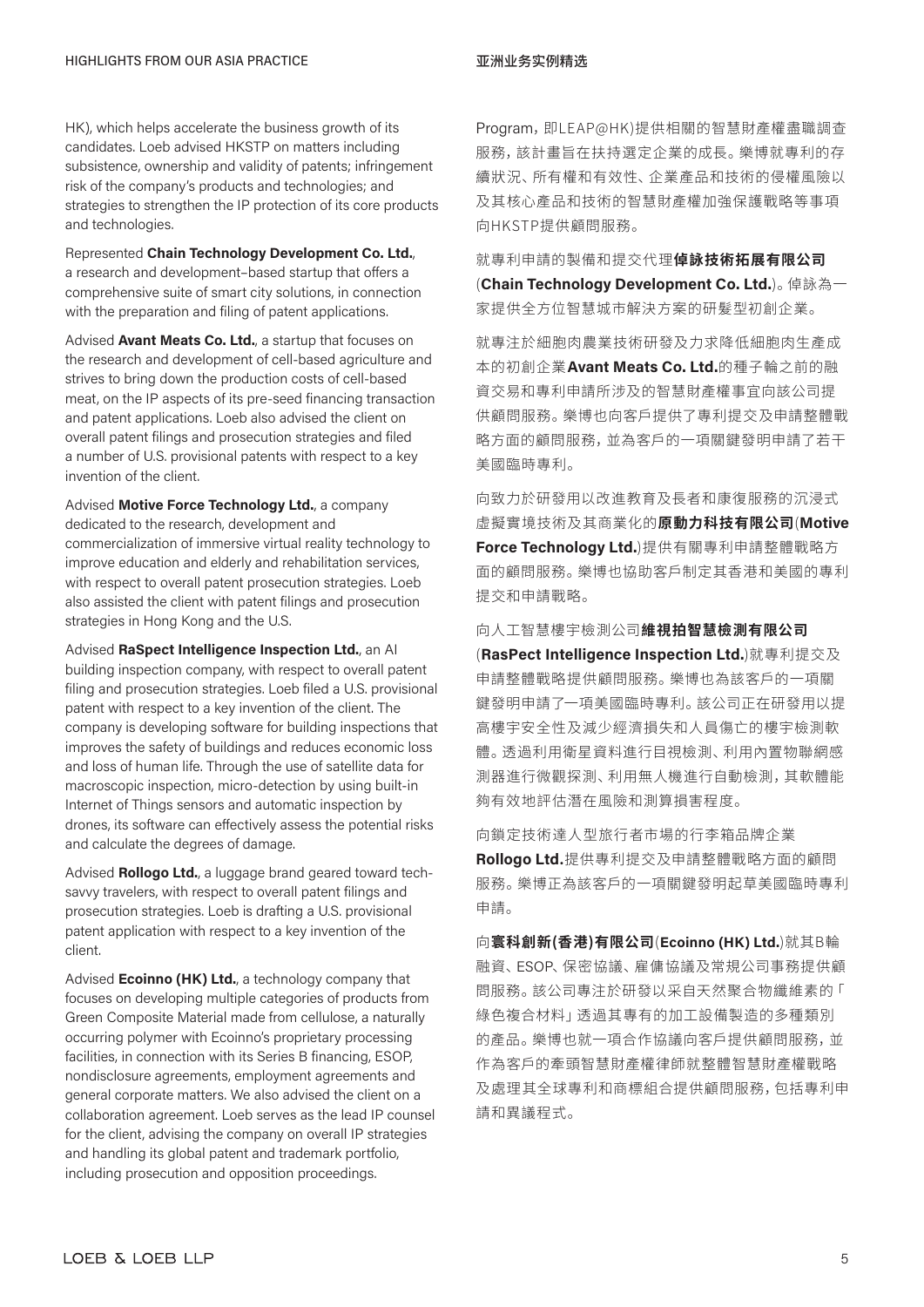HK), which helps accelerate the business growth of its candidates. Loeb advised HKSTP on matters including subsistence, ownership and validity of patents; infringement risk of the company's products and technologies; and strategies to strengthen the IP protection of its core products and technologies.

Represented **Chain Technology Development Co. Ltd.**, a research and development–based startup that offers a comprehensive suite of smart city solutions, in connection with the preparation and filing of patent applications.

Advised **Avant Meats Co. Ltd.**, a startup that focuses on the research and development of cell-based agriculture and strives to bring down the production costs of cell-based meat, on the IP aspects of its pre-seed financing transaction and patent applications. Loeb also advised the client on overall patent filings and prosecution strategies and filed a number of U.S. provisional patents with respect to a key invention of the client.

Advised **Motive Force Technology Ltd.**, a company dedicated to the research, development and commercialization of immersive virtual reality technology to improve education and elderly and rehabilitation services, with respect to overall patent prosecution strategies. Loeb also assisted the client with patent filings and prosecution strategies in Hong Kong and the U.S.

Advised **RaSpect Intelligence Inspection Ltd.**, an AI building inspection company, with respect to overall patent filing and prosecution strategies. Loeb filed a U.S. provisional patent with respect to a key invention of the client. The company is developing software for building inspections that improves the safety of buildings and reduces economic loss and loss of human life. Through the use of satellite data for macroscopic inspection, micro-detection by using built-in Internet of Things sensors and automatic inspection by drones, its software can effectively assess the potential risks and calculate the degrees of damage.

Advised **Rollogo Ltd.**, a luggage brand geared toward tech-savvy travelers, with respect to overall patent filings and prosecution strategies. Loeb is drafting a U.S. provisional patent application with respect to a key invention of the client.

Advised **Ecoinno (HK) Ltd.**, a technology company that focuses on developing multiple categories of products from Green Composite Material made from cellulose, a naturally occurring polymer with Ecoinno's proprietary processing facilities, in connection with its Series B financing, ESOP, nondisclosure agreements, employment agreements and general corporate matters. We also advised the client on a collaboration agreement. Loeb serves as the lead IP counsel for the client, advising the company on overall IP strategies and handling its global patent and trademark portfolio, including prosecution and opposition proceedings.

Program，即LEAP@HK)提供相關的智慧財產權盡職調查服務，該計畫旨在扶持選定企業的成長。樂博就專利的存續狀況、所有權和有效性、企業產品和技術的侵權風險以及其核心產品和技術的智慧財產權加強保護戰略等事項向HKSTP提供顧問服務。

就專利申請的製備和提交代理**倬詠技術拓展有限公司**(**Chain Technology Development Co. Ltd.**)。倬詠為一家提供全方位智慧城市解決方案的研發型初創企業。

就專注於細胞肉農業技術研發及力求降低細胞肉生產成本的初創企業**Avant Meats Co. Ltd.**的種子輪之前的融資交易和專利申請所涉及的智慧財產權事宜向該公司提供顧問服務。樂博也向客戶提供了專利提交及申請整體戰略方面的顧問服務，並為客戶的一項關鍵發明申請了若干美國臨時專利。

向致力於研發用以改進教育及長者和康復服務的沉浸式虛擬實境技術及其商業化的**原動力科技有限公司**(**Motive Force Technology Ltd.**)提供有關專利申請整體戰略方面的顧問服務。樂博也協助客戶制定其香港和美國的專利提交和申請戰略。

向人工智慧樓宇檢測公司**維視拍智慧檢測有限公司**(**RasPect Intelligence Inspection Ltd.**)就專利提交及申請整體戰略提供顧問服務。樂博也為該客戶的一項關鍵發明申請了一項美國臨時專利。該公司正在研發用以提高樓宇安全性及減少經濟損失和人員傷亡的樓宇檢測軟體。透過利用衛星資料進行目視檢測、利用內置物聯網感測器進行微觀探測、利用無人機進行自動檢測，其軟體能夠有效地評估潛在風險和測算損害程度。

向鎖定技術達人型旅行者市場的行李箱品牌企業**Rollogo Ltd.**提供專利提交及申請整體戰略方面的顧問服務。樂博正為該客戶的一項關鍵發明起草美國臨時專利申請。

向**寰科創新(香港)有限公司**(**Ecoinno (HK) Ltd.**)就其B輪融資、ESOP、保密協議、雇傭協議及常規公司事務提供顧問服務。該公司專注於研發以采自天然聚合物纖維素的「綠色複合材料」透過其專有的加工設備製造的多種類別的產品。樂博也就一項合作協議向客戶提供顧問服務，並作為客戶的牽頭智慧財產權律師就整體智慧財產權戰略及處理其全球專利和商標組合提供顧問服務，包括專利申請和異議程式。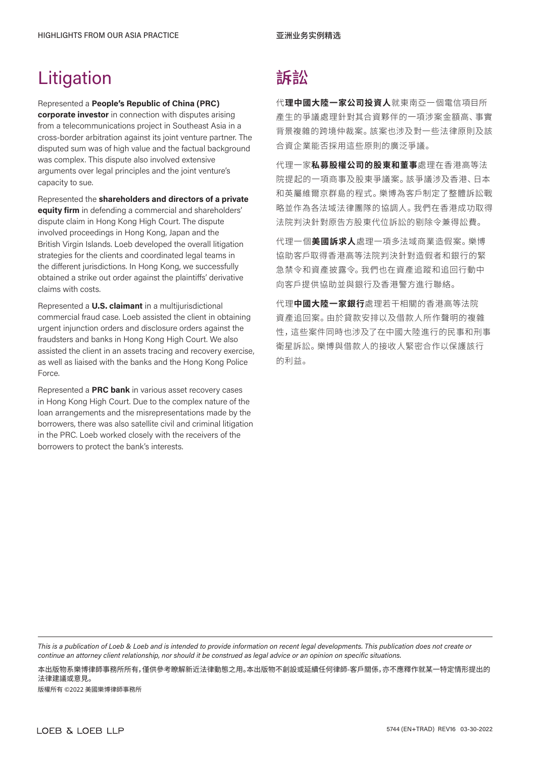# Litigation

Represented a **People's Republic of China (PRC) corporate investor** in connection with disputes arising from a telecommunications project in Southeast Asia in a cross-border arbitration against its joint venture partner. The disputed sum was of high value and the factual background was complex. This dispute also involved extensive arguments over legal principles and the joint venture's capacity to sue.

Represented the **shareholders and directors of a private equity firm** in defending a commercial and shareholders' dispute claim in Hong Kong High Court. The dispute involved proceedings in Hong Kong, Japan and the British Virgin Islands. Loeb developed the overall litigation strategies for the clients and coordinated legal teams in the different jurisdictions. In Hong Kong, we successfully obtained a strike out order against the plaintiffs' derivative claims with costs.

Represented a **U.S. claimant** in a multijurisdictional commercial fraud case. Loeb assisted the client in obtaining urgent injunction orders and disclosure orders against the fraudsters and banks in Hong Kong High Court. We also assisted the client in an assets tracing and recovery exercise, as well as liaised with the banks and the Hong Kong Police Force.

Represented a **PRC bank** in various asset recovery cases in Hong Kong High Court. Due to the complex nature of the loan arrangements and the misrepresentations made by the borrowers, there was also satellite civil and criminal litigation in the PRC. Loeb worked closely with the receivers of the borrowers to protect the bank's interests.

# 訴訟

代**理中國大陸一家公司投資人**就東南亞一個電信項目所產生的爭議處理針對其合資夥伴的一項涉案金額高、事實背景複雜的跨境仲裁案。該案也涉及對一些法律原則及該合資企業能否採用這些原則的廣泛爭議。

代理一家**私募股權公司的股東和董事**處理在香港高等法院提起的一項商事及股東爭議案。該爭議涉及香港、日本和英屬維爾京群島的程式。樂博為客戶制定了整體訴訟戰略並作為各法域法律團隊的協調人。我們在香港成功取得法院判決針對原告方股東代位訴訟的剔除令兼得訟費。

代理一個**美國訴求人**處理一項多法域商業造假案。樂博協助客戶取得香港高等法院判決針對造假者和銀行的緊急禁令和資產披露令。我們也在資產追蹤和追回行動中向客戶提供協助並與銀行及香港警方進行聯絡。

代理**中國大陸一家銀行**處理若干相關的香港高等法院資產追回案。由於貸款安排以及借款人所作聲明的複雜性，這些案件同時也涉及了在中國大陸進行的民事和刑事衛星訴訟。樂博與借款人的接收人緊密合作以保護該行的利益。

---

*This is a publication of Loeb & Loeb and is intended to provide information on recent legal developments. This publication does not create or continue an attorney client relationship, nor should it be construed as legal advice or an opinion on specific situations.*

本出版物系樂博律師事務所所有，僅供參考瞭解新近法律動態之用。本出版物不創設或延續任何律師-客戶關係，亦不應釋作就某一特定情形提出的法律建議或意見。

版權所有 ©2022 美國樂博律師事務所

LOEB & LOEB LLP

5744 (EN+TRAD) REV16 03-30-2022